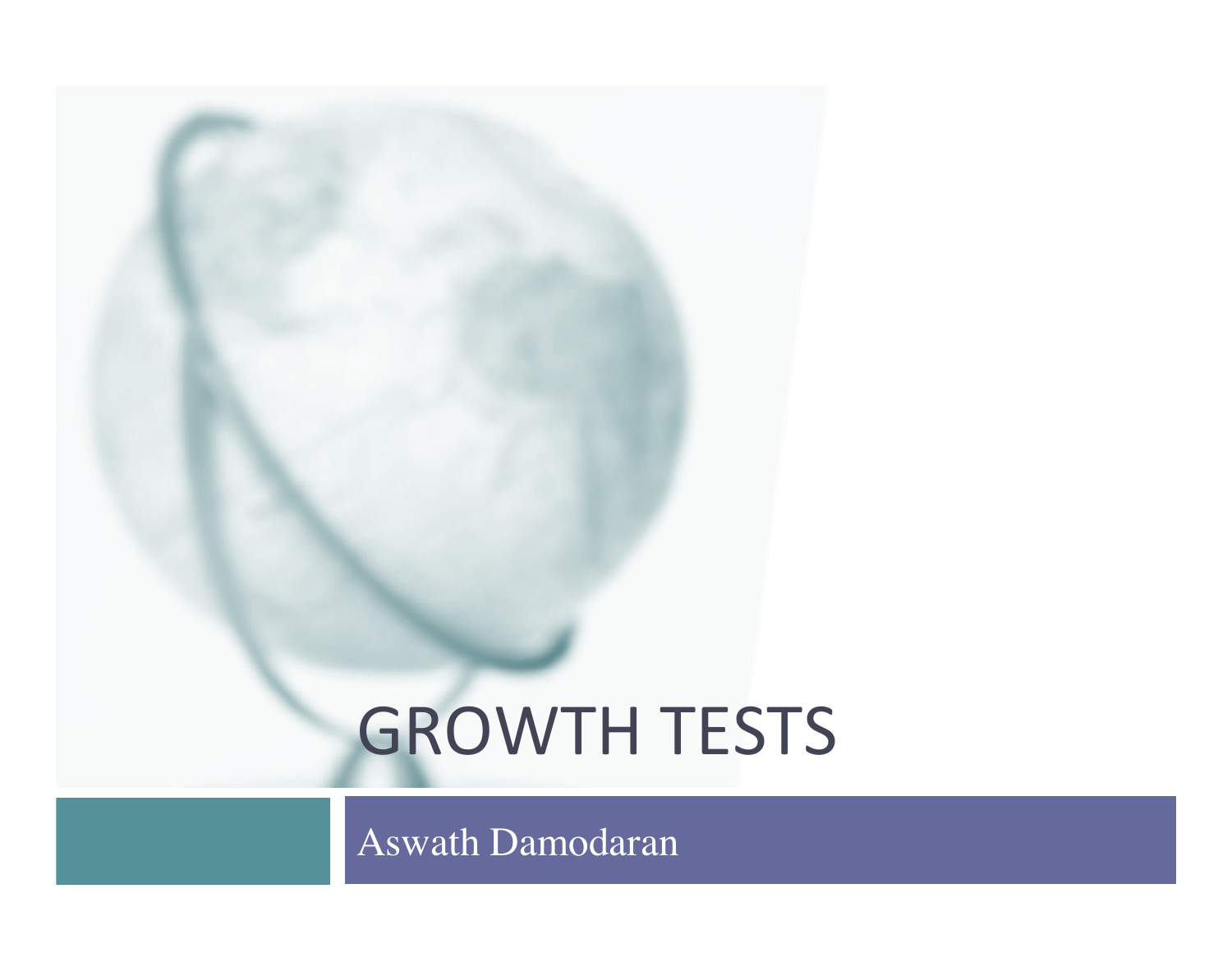# GROWTH TESTS

Aswath Damodaran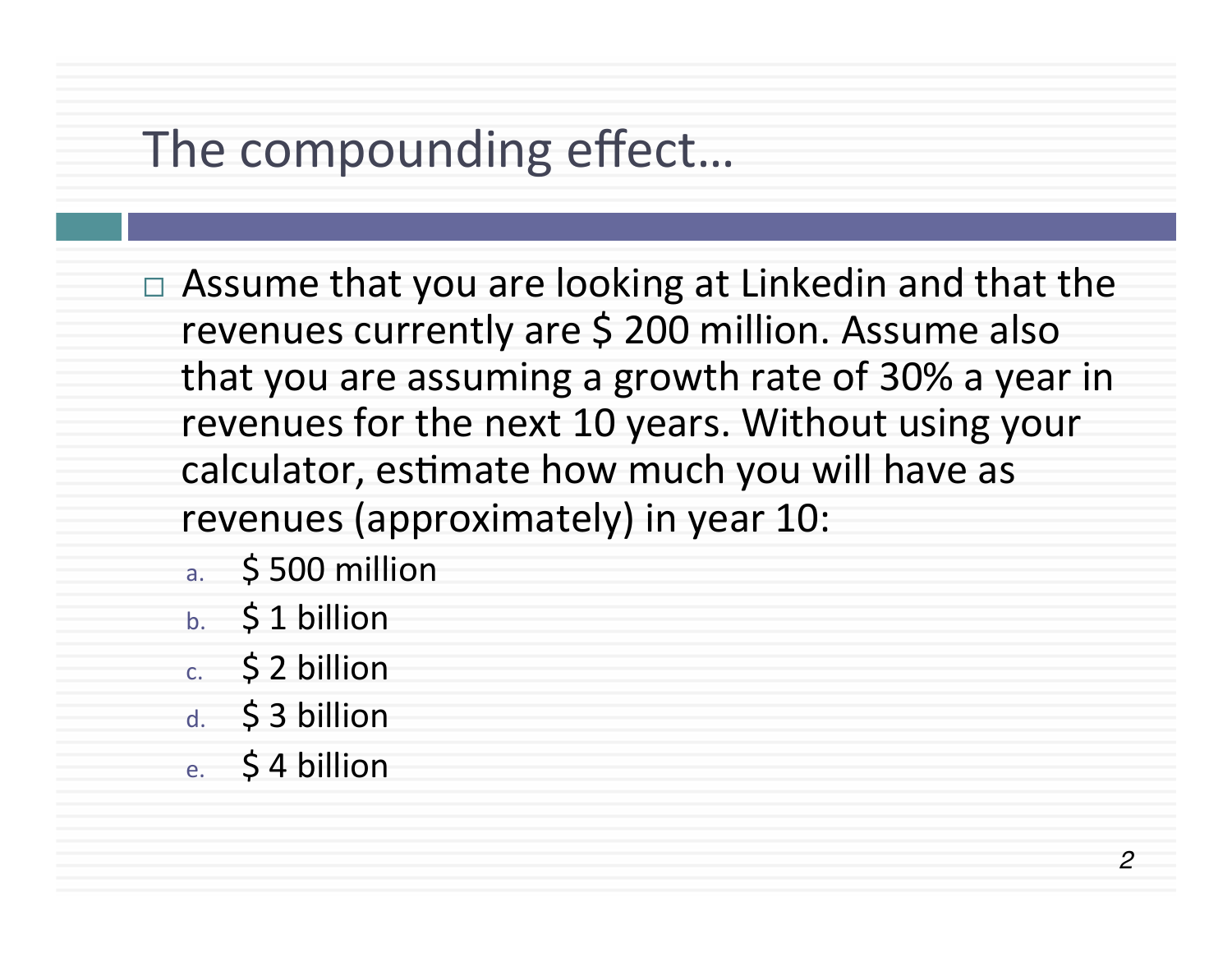# The compounding effect…

- Assume that you are looking at Linkedin and that the revenues currently are $ 200 million. Assume also that you are assuming a growth rate of 30% a year in revenues for the next 10 years. Without using your calculator, estimate how much you will have as revenues (approximately) in year 10:
  a. $ 500 million
  b. $ 1 billion
  c. $ 2 billion
  d. $ 3 billion
  e. $ 4 billion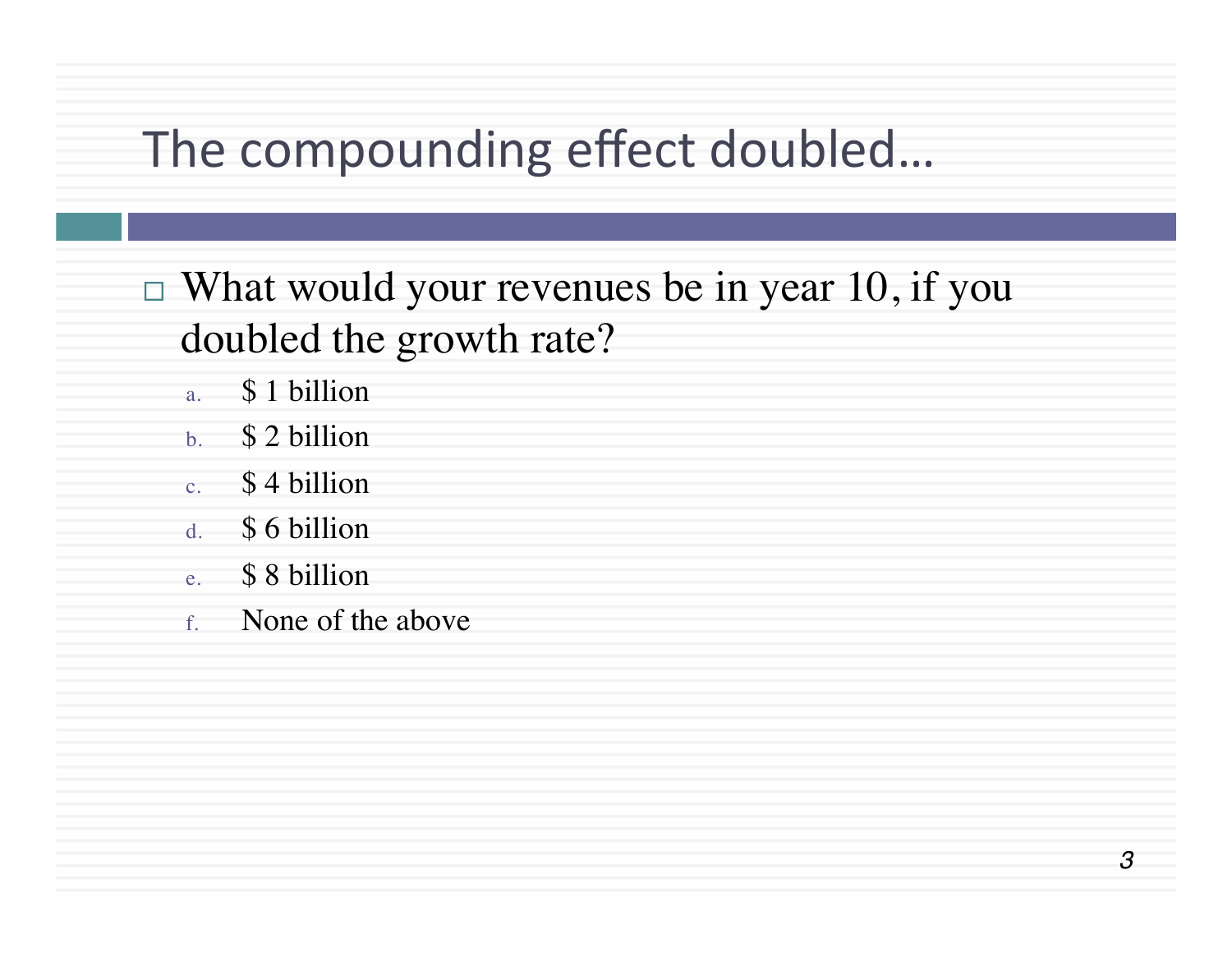# The compounding effect doubled…

- What would your revenues be in year 10, if you doubled the growth rate?
  a. $ 1 billion
  b. $ 2 billion
  c. $ 4 billion
  d. $ 6 billion
  e. $ 8 billion
  f. None of the above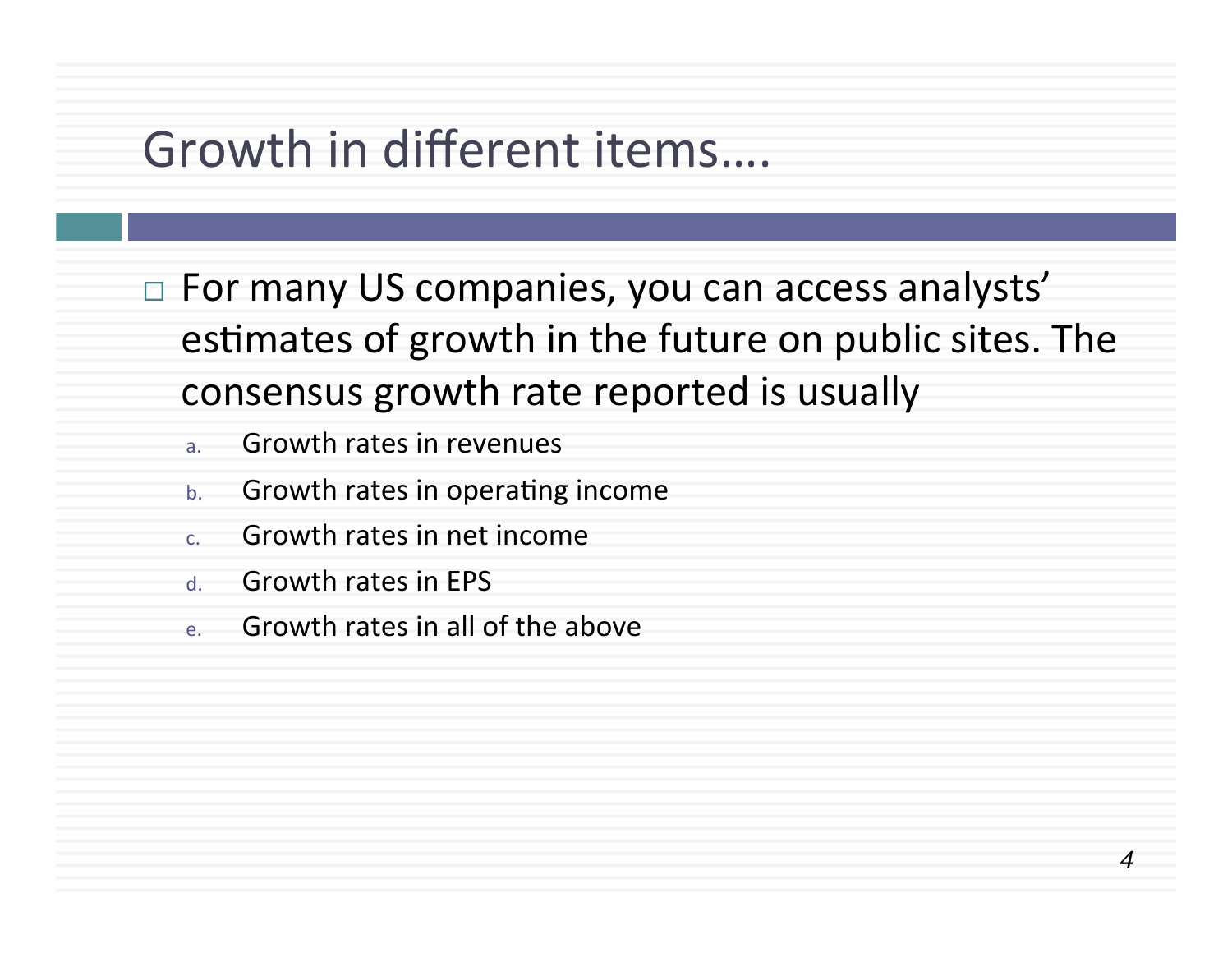# Growth in different items....

- For many US companies, you can access analysts' estimates of growth in the future on public sites. The consensus growth rate reported is usually
  a. Growth rates in revenues
  b. Growth rates in operating income
  c. Growth rates in net income
  d. Growth rates in EPS
  e. Growth rates in all of the above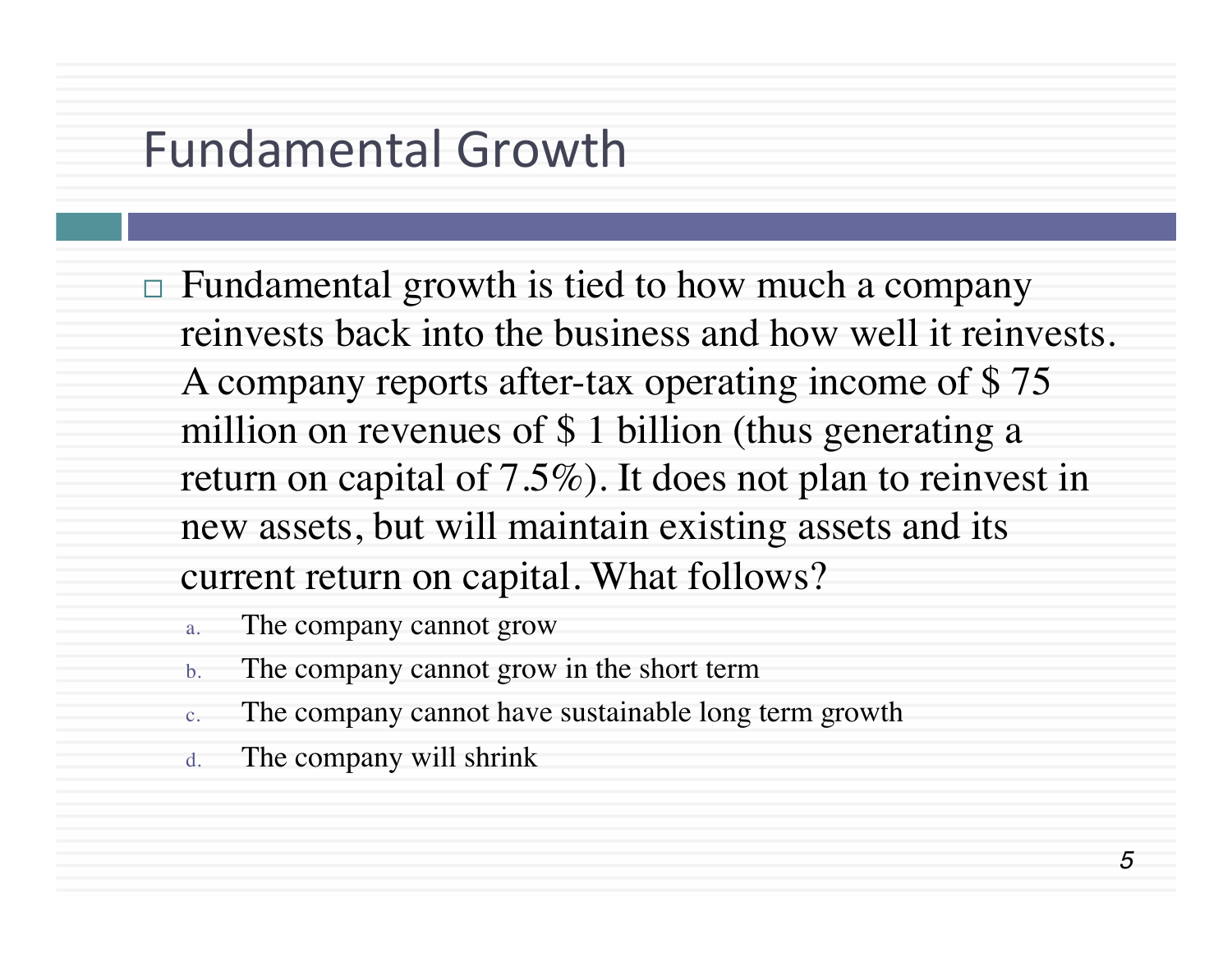# Fundamental Growth

- Fundamental growth is tied to how much a company reinvests back into the business and how well it reinvests. A company reports after-tax operating income of $ 75 million on revenues of $ 1 billion (thus generating a return on capital of 7.5%). It does not plan to reinvest in new assets, but will maintain existing assets and its current return on capital. What follows?
  a. The company cannot grow
  b. The company cannot grow in the short term
  c. The company cannot have sustainable long term growth
  d. The company will shrink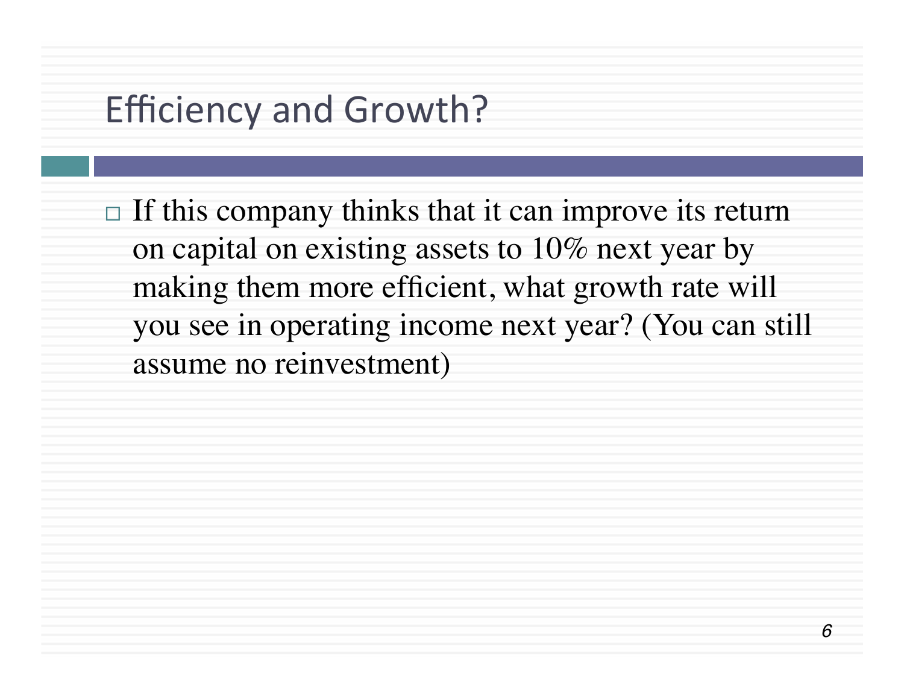# Efficiency and Growth?

- If this company thinks that it can improve its return on capital on existing assets to 10% next year by making them more efficient, what growth rate will you see in operating income next year? (You can still assume no reinvestment)